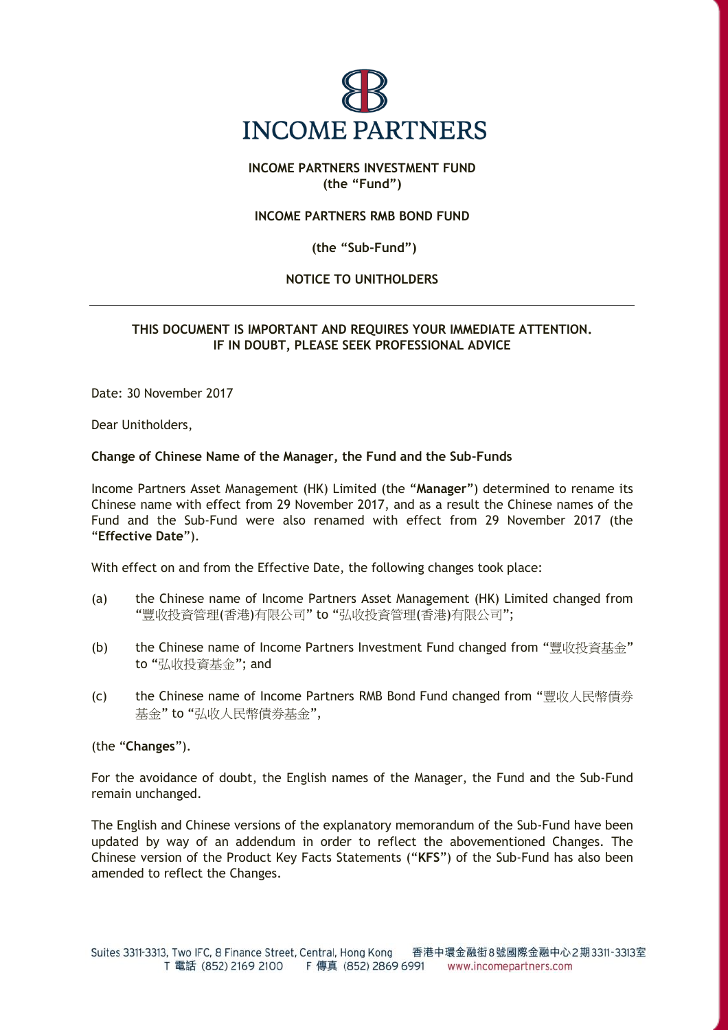**INCOME PARTNERS INVESTMENT FUND**
**(the "Fund")**

**INCOME PARTNERS RMB BOND FUND**

**(the "Sub-Fund")**

**NOTICE TO UNITHOLDERS**

---

**THIS DOCUMENT IS IMPORTANT AND REQUIRES YOUR IMMEDIATE ATTENTION.**
**IF IN DOUBT, PLEASE SEEK PROFESSIONAL ADVICE**

Date: 30 November 2017

Dear Unitholders,

**Change of Chinese Name of the Manager, the Fund and the Sub-Funds**

Income Partners Asset Management (HK) Limited (the "**Manager**") determined to rename its Chinese name with effect from 29 November 2017, and as a result the Chinese names of the Fund and the Sub-Fund were also renamed with effect from 29 November 2017 (the "**Effective Date**").

With effect on and from the Effective Date, the following changes took place:

(a) the Chinese name of Income Partners Asset Management (HK) Limited changed from "豐收投資管理(香港)有限公司" to "弘收投資管理(香港)有限公司";

(b) the Chinese name of Income Partners Investment Fund changed from "豐收投資基金" to "弘收投資基金"; and

(c) the Chinese name of Income Partners RMB Bond Fund changed from "豐收人民幣債券基金" to "弘收人民幣債券基金",

(the "**Changes**").

For the avoidance of doubt, the English names of the Manager, the Fund and the Sub-Fund remain unchanged.

The English and Chinese versions of the explanatory memorandum of the Sub-Fund have been updated by way of an addendum in order to reflect the abovementioned Changes. The Chinese version of the Product Key Facts Statements ("**KFS**") of the Sub-Fund has also been amended to reflect the Changes.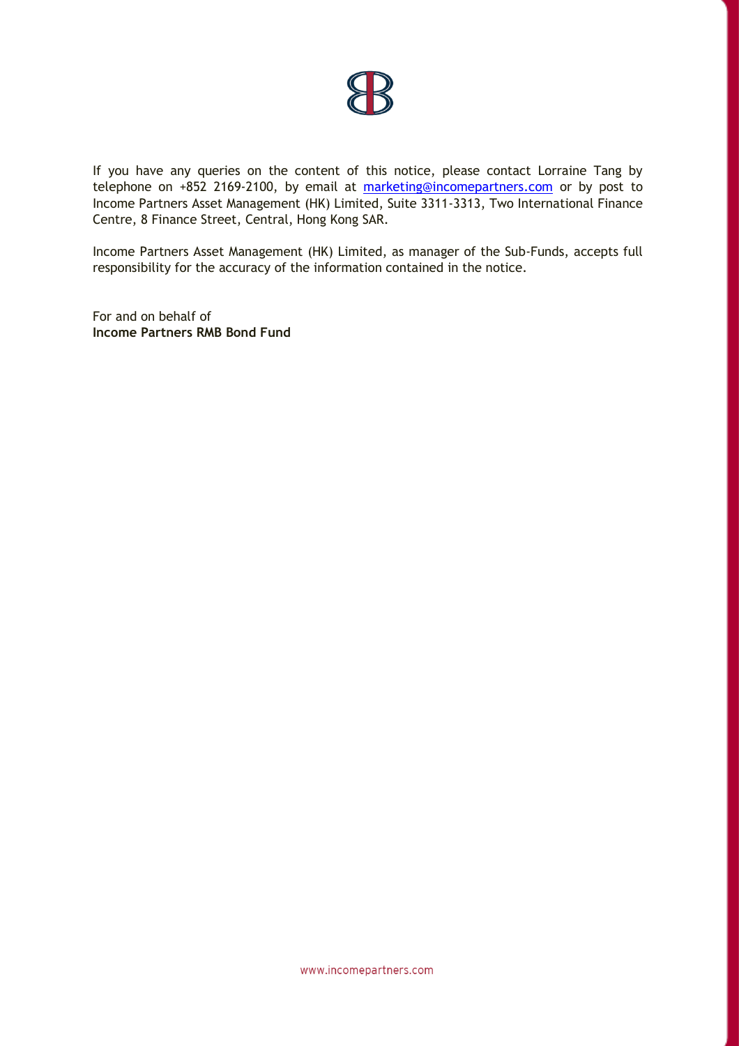If you have any queries on the content of this notice, please contact Lorraine Tang by telephone on +852 2169-2100, by email at marketing@incomepartners.com or by post to Income Partners Asset Management (HK) Limited, Suite 3311-3313, Two International Finance Centre, 8 Finance Street, Central, Hong Kong SAR.

Income Partners Asset Management (HK) Limited, as manager of the Sub-Funds, accepts full responsibility for the accuracy of the information contained in the notice.

For and on behalf of
**Income Partners RMB Bond Fund**